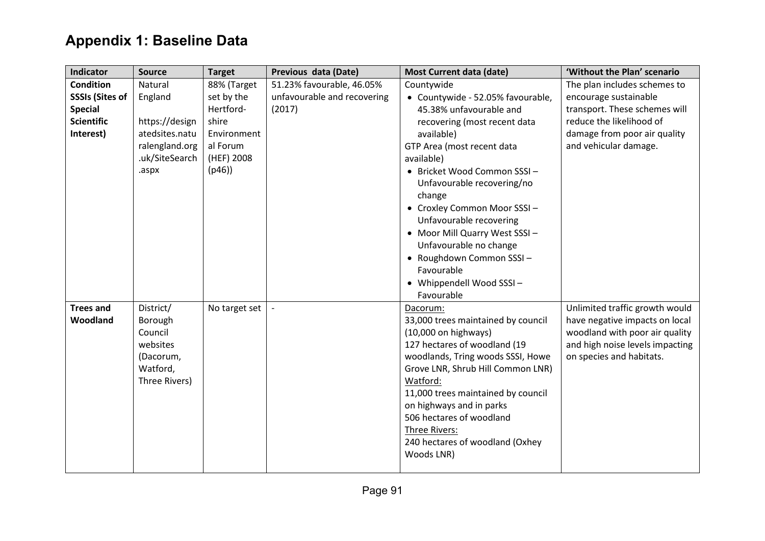# Appendix 1: Baseline Data

| Indicator | Source | Target | Previous data (Date) | Most Current data (date) | 'Without the Plan' scenario |
|---|---|---|---|---|---|
| **Condition SSSIs (Sites of Special Scientific Interest)** | Natural England<br><br>https://designatedsites.naturalengland.org.uk/SiteSearch.aspx | 88% (Target set by the Hertford-shire Environmental Forum (HEF) 2008 (p46)) | 51.23% favourable, 46.05% unfavourable and recovering (2017) | Countywide<br>• Countywide - 52.05% favourable, 45.38% unfavourable and recovering (most recent data available)<br>GTP Area (most recent data available)<br>• Bricket Wood Common SSSI – Unfavourable recovering/no change<br>• Croxley Common Moor SSSI – Unfavourable recovering<br>• Moor Mill Quarry West SSSI – Unfavourable no change<br>• Roughdown Common SSSI – Favourable<br>• Whippendell Wood SSSI – Favourable | The plan includes schemes to encourage sustainable transport. These schemes will reduce the likelihood of damage from poor air quality and vehicular damage. |
| **Trees and Woodland** | District/ Borough Council websites (Dacorum, Watford, Three Rivers) | No target set | - | Dacorum:<br>33,000 trees maintained by council (10,000 on highways)<br>127 hectares of woodland (19 woodlands, Tring woods SSSI, Howe Grove LNR, Shrub Hill Common LNR)<br>Watford:<br>11,000 trees maintained by council on highways and in parks<br>506 hectares of woodland<br>Three Rivers:<br>240 hectares of woodland (Oxhey Woods LNR) | Unlimited traffic growth would have negative impacts on local woodland with poor air quality and high noise levels impacting on species and habitats. |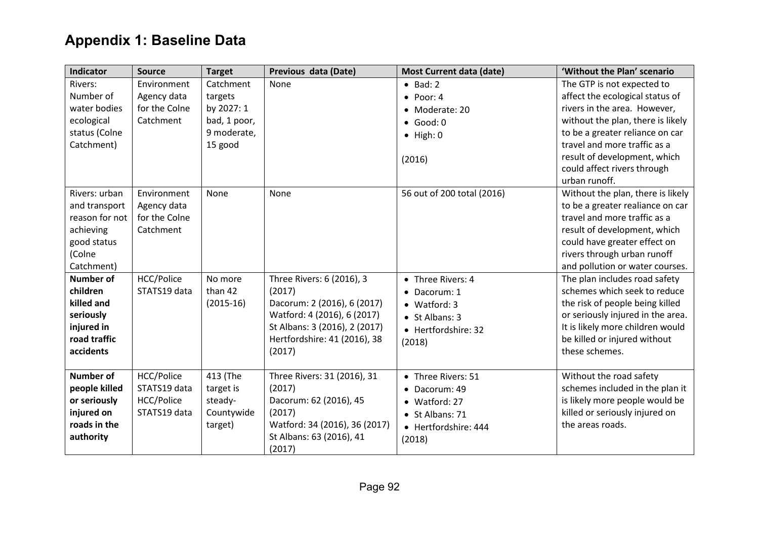# Appendix 1: Baseline Data

| Indicator | Source | Target | Previous data (Date) | Most Current data (date) | 'Without the Plan' scenario |
|---|---|---|---|---|---|
| Rivers: Number of water bodies ecological status (Colne Catchment) | Environment Agency data for the Colne Catchment | Catchment targets by 2027: 1 bad, 1 poor, 9 moderate, 15 good | None | • Bad: 2<br>• Poor: 4<br>• Moderate: 20<br>• Good: 0<br>• High: 0<br><br>(2016) | The GTP is not expected to affect the ecological status of rivers in the area. However, without the plan, there is likely to be a greater reliance on car travel and more traffic as a result of development, which could affect rivers through urban runoff. |
| Rivers: urban and transport reason for not achieving good status (Colne Catchment) | Environment Agency data for the Colne Catchment | None | None | 56 out of 200 total (2016) | Without the plan, there is likely to be a greater realiance on car travel and more traffic as a result of development, which could have greater effect on rivers through urban runoff and pollution or water courses. |
| **Number of children killed and seriously injured in road traffic accidents** | HCC/Police STATS19 data | No more than 42 (2015-16) | Three Rivers: 6 (2016), 3 (2017)<br>Dacorum: 2 (2016), 6 (2017)<br>Watford: 4 (2016), 6 (2017)<br>St Albans: 3 (2016), 2 (2017)<br>Hertfordshire: 41 (2016), 38 (2017) | • Three Rivers: 4<br>• Dacorum: 1<br>• Watford: 3<br>• St Albans: 3<br>• Hertfordshire: 32<br>(2018) | The plan includes road safety schemes which seek to reduce the risk of people being killed or seriously injured in the area. It is likely more children would be killed or injured without these schemes. |
| **Number of people killed or seriously injured on roads in the authority** | HCC/Police STATS19 data HCC/Police STATS19 data | 413 (The target is steady-Countywide target) | Three Rivers: 31 (2016), 31 (2017)<br>Dacorum: 62 (2016), 45 (2017)<br>Watford: 34 (2016), 36 (2017)<br>St Albans: 63 (2016), 41 (2017) | • Three Rivers: 51<br>• Dacorum: 49<br>• Watford: 27<br>• St Albans: 71<br>• Hertfordshire: 444<br>(2018) | Without the road safety schemes included in the plan it is likely more people would be killed or seriously injured on the areas roads. |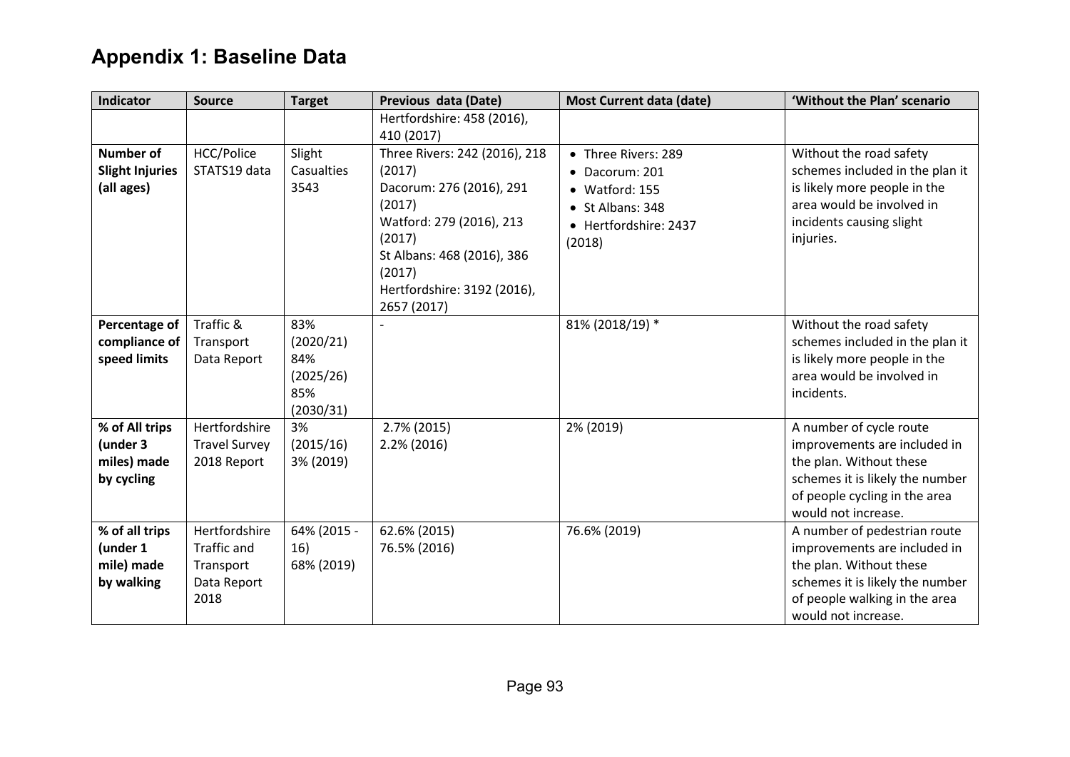# Appendix 1: Baseline Data

| Indicator | Source | Target | Previous data (Date) | Most Current data (date) | 'Without the Plan' scenario |
|---|---|---|---|---|---|
| | | | Hertfordshire: 458 (2016), 410 (2017) | | |
| **Number of Slight Injuries (all ages)** | HCC/Police STATS19 data | Slight Casualties 3543 | Three Rivers: 242 (2016), 218 (2017)<br>Dacorum: 276 (2016), 291 (2017)<br>Watford: 279 (2016), 213 (2017)<br>St Albans: 468 (2016), 386 (2017)<br>Hertfordshire: 3192 (2016), 2657 (2017) | • Three Rivers: 289<br>• Dacorum: 201<br>• Watford: 155<br>• St Albans: 348<br>• Hertfordshire: 2437<br>(2018) | Without the road safety schemes included in the plan it is likely more people in the area would be involved in incidents causing slight injuries. |
| **Percentage of compliance of speed limits** | Traffic & Transport Data Report | 83% (2020/21)<br>84% (2025/26)<br>85% (2030/31) | - | 81% (2018/19) * | Without the road safety schemes included in the plan it is likely more people in the area would be involved in incidents. |
| **% of All trips (under 3 miles) made by cycling** | Hertfordshire Travel Survey 2018 Report | 3% (2015/16)<br>3% (2019) | 2.7% (2015)<br>2.2% (2016) | 2% (2019) | A number of cycle route improvements are included in the plan. Without these schemes it is likely the number of people cycling in the area would not increase. |
| **% of all trips (under 1 mile) made by walking** | Hertfordshire Traffic and Transport Data Report 2018 | 64% (2015 - 16)<br>68% (2019) | 62.6% (2015)<br>76.5% (2016) | 76.6% (2019) | A number of pedestrian route improvements are included in the plan. Without these schemes it is likely the number of people walking in the area would not increase. |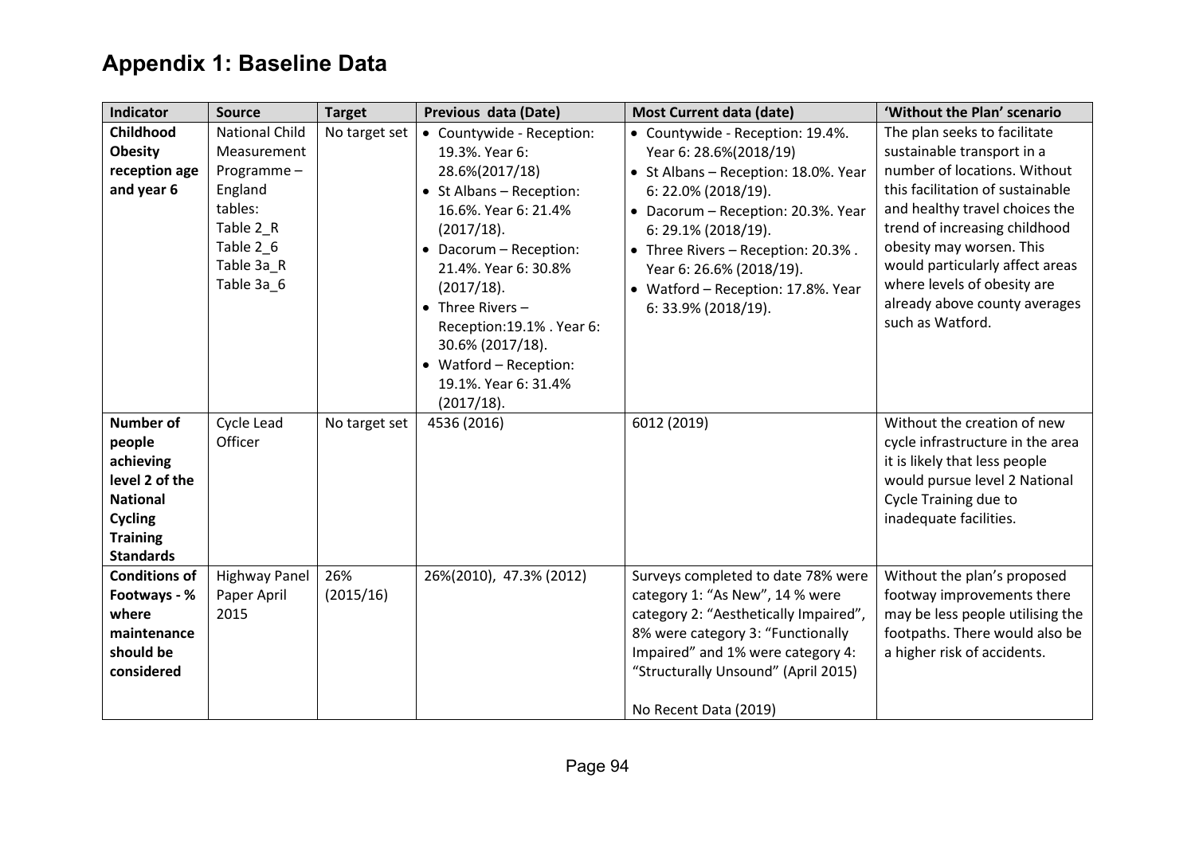# Appendix 1: Baseline Data

| Indicator | Source | Target | Previous data (Date) | Most Current data (date) | 'Without the Plan' scenario |
|---|---|---|---|---|---|
| **Childhood Obesity reception age and year 6** | National Child Measurement Programme – England tables: Table 2_R Table 2_6 Table 3a_R Table 3a_6 | No target set | • Countywide - Reception: 19.3%. Year 6: 28.6%(2017/18) • St Albans – Reception: 16.6%. Year 6: 21.4% (2017/18). • Dacorum – Reception: 21.4%. Year 6: 30.8% (2017/18). • Three Rivers – Reception:19.1% . Year 6: 30.6% (2017/18). • Watford – Reception: 19.1%. Year 6: 31.4% (2017/18). | • Countywide - Reception: 19.4%. Year 6: 28.6%(2018/19) • St Albans – Reception: 18.0%. Year 6: 22.0% (2018/19). • Dacorum – Reception: 20.3%. Year 6: 29.1% (2018/19). • Three Rivers – Reception: 20.3% . Year 6: 26.6% (2018/19). • Watford – Reception: 17.8%. Year 6: 33.9% (2018/19). | The plan seeks to facilitate sustainable transport in a number of locations. Without this facilitation of sustainable and healthy travel choices the trend of increasing childhood obesity may worsen. This would particularly affect areas where levels of obesity are already above county averages such as Watford. |
| **Number of people achieving level 2 of the National Cycling Training Standards** | Cycle Lead Officer | No target set | 4536 (2016) | 6012 (2019) | Without the creation of new cycle infrastructure in the area it is likely that less people would pursue level 2 National Cycle Training due to inadequate facilities. |
| **Conditions of Footways - % where maintenance should be considered** | Highway Panel Paper April 2015 | 26% (2015/16) | 26%(2010), 47.3% (2012) | Surveys completed to date 78% were category 1: "As New", 14 % were category 2: "Aesthetically Impaired", 8% were category 3: "Functionally Impaired" and 1% were category 4: "Structurally Unsound" (April 2015) No Recent Data (2019) | Without the plan's proposed footway improvements there may be less people utilising the footpaths. There would also be a higher risk of accidents. |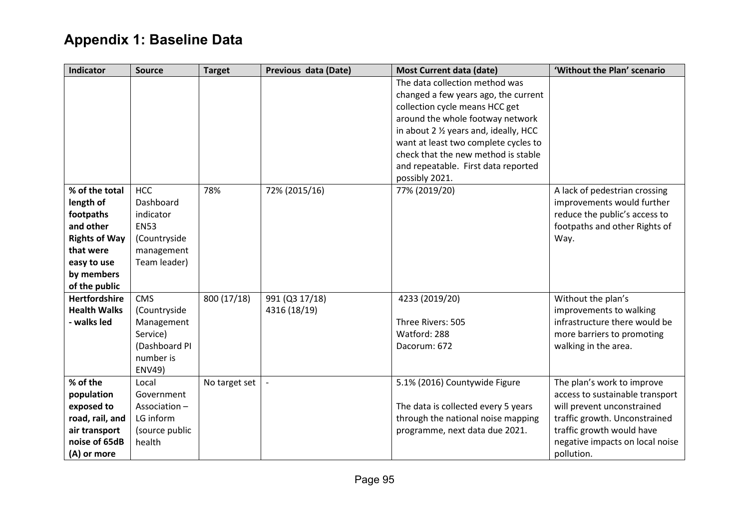# Appendix 1: Baseline Data

| Indicator | Source | Target | Previous data (Date) | Most Current data (date) | 'Without the Plan' scenario |
|---|---|---|---|---|---|
| | | | | The data collection method was changed a few years ago, the current collection cycle means HCC get around the whole footway network in about 2 ½ years and, ideally, HCC want at least two complete cycles to check that the new method is stable and repeatable. First data reported possibly 2021. | |
| **% of the total length of footpaths and other Rights of Way that were easy to use by members of the public** | HCC Dashboard indicator EN53 (Countryside management Team leader) | 78% | 72% (2015/16) | 77% (2019/20) | A lack of pedestrian crossing improvements would further reduce the public's access to footpaths and other Rights of Way. |
| **Hertfordshire Health Walks - walks led** | CMS (Countryside Management Service) (Dashboard PI number is ENV49) | 800 (17/18) | 991 (Q3 17/18)<br>4316 (18/19) | 4233 (2019/20)<br><br>Three Rivers: 505<br>Watford: 288<br>Dacorum: 672 | Without the plan's improvements to walking infrastructure there would be more barriers to promoting walking in the area. |
| **% of the population exposed to road, rail, and air transport noise of 65dB (A) or more** | Local Government Association – LG inform (source public health | No target set | - | 5.1% (2016) Countywide Figure<br><br>The data is collected every 5 years through the national noise mapping programme, next data due 2021. | The plan's work to improve access to sustainable transport will prevent unconstrained traffic growth. Unconstrained traffic growth would have negative impacts on local noise pollution. |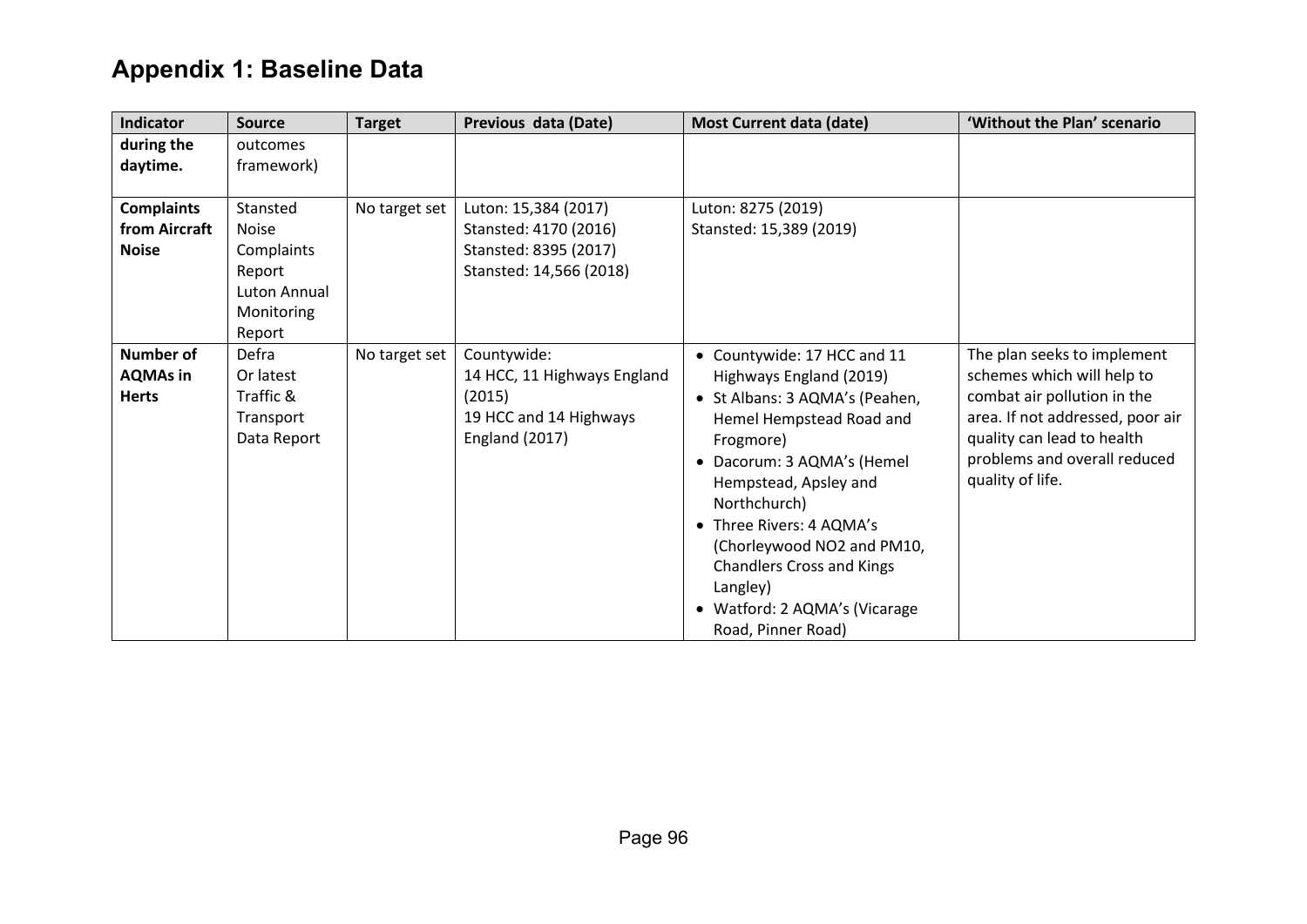# Appendix 1: Baseline Data

| Indicator | Source | Target | Previous data (Date) | Most Current data (date) | 'Without the Plan' scenario |
|---|---|---|---|---|---|
| **during the daytime.** | outcomes framework) | | | | |
| **Complaints from Aircraft Noise** | Stansted Noise Complaints Report Luton Annual Monitoring Report | No target set | Luton: 15,384 (2017)<br>Stansted: 4170 (2016)<br>Stansted: 8395 (2017)<br>Stansted: 14,566 (2018) | Luton: 8275 (2019)<br>Stansted: 15,389 (2019) | |
| **Number of AQMAs in Herts** | Defra Or latest Traffic & Transport Data Report | No target set | Countywide:<br>14 HCC, 11 Highways England (2015)<br>19 HCC and 14 Highways England (2017) | • Countywide: 17 HCC and 11 Highways England (2019)<br>• St Albans: 3 AQMA's (Peahen, Hemel Hempstead Road and Frogmore)<br>• Dacorum: 3 AQMA's (Hemel Hempstead, Apsley and Northchurch)<br>• Three Rivers: 4 AQMA's (Chorleywood NO2 and PM10, Chandlers Cross and Kings Langley)<br>• Watford: 2 AQMA's (Vicarage Road, Pinner Road) | The plan seeks to implement schemes which will help to combat air pollution in the area. If not addressed, poor air quality can lead to health problems and overall reduced quality of life. |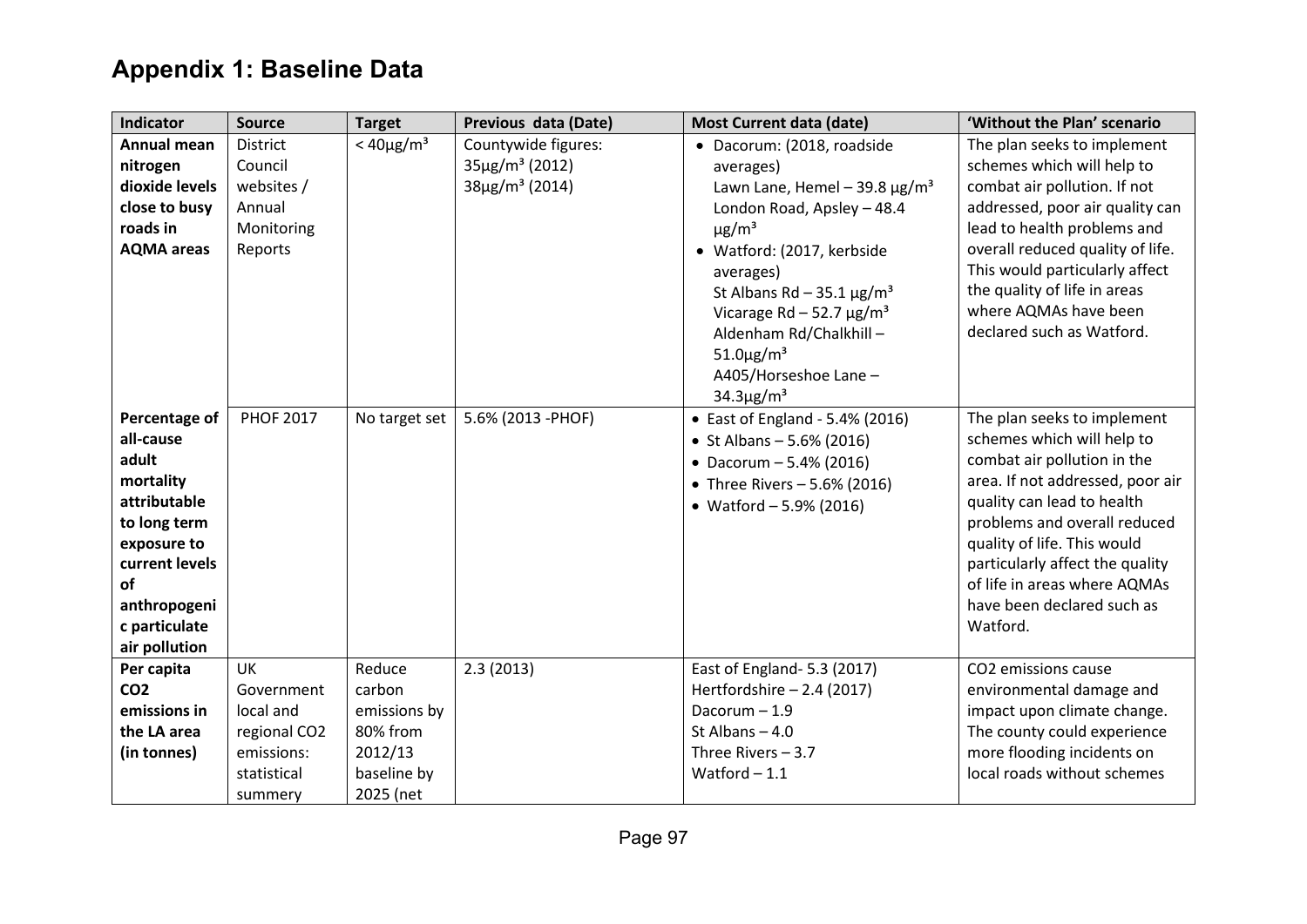# Appendix 1: Baseline Data

| Indicator | Source | Target | Previous data (Date) | Most Current data (date) | 'Without the Plan' scenario |
|---|---|---|---|---|---|
| **Annual mean nitrogen dioxide levels close to busy roads in AQMA areas** | District Council websites / Annual Monitoring Reports | < 40µg/m³ | Countywide figures:<br>35µg/m³ (2012)<br>38µg/m³ (2014) | • Dacorum: (2018, roadside averages)<br>Lawn Lane, Hemel – 39.8 µg/m³<br>London Road, Apsley – 48.4 µg/m³<br>• Watford: (2017, kerbside averages)<br>St Albans Rd – 35.1 µg/m³<br>Vicarage Rd – 52.7 µg/m³<br>Aldenham Rd/Chalkhill – 51.0µg/m³<br>A405/Horseshoe Lane – 34.3µg/m³ | The plan seeks to implement schemes which will help to combat air pollution. If not addressed, poor air quality can lead to health problems and overall reduced quality of life. This would particularly affect the quality of life in areas where AQMAs have been declared such as Watford. |
| **Percentage of all-cause adult mortality attributable to long term exposure to current levels of anthropogenic particulate air pollution** | PHOF 2017 | No target set | 5.6% (2013 -PHOF) | • East of England - 5.4% (2016)<br>• St Albans – 5.6% (2016)<br>• Dacorum – 5.4% (2016)<br>• Three Rivers – 5.6% (2016)<br>• Watford – 5.9% (2016) | The plan seeks to implement schemes which will help to combat air pollution in the area. If not addressed, poor air quality can lead to health problems and overall reduced quality of life. This would particularly affect the quality of life in areas where AQMAs have been declared such as Watford. |
| **Per capita $CO_2$ emissions in the LA area (in tonnes)** | UK Government local and regional $CO_2$ emissions: statistical summery | Reduce carbon emissions by 80% from 2012/13 baseline by 2025 (net | 2.3 (2013) | East of England- 5.3 (2017)<br>Hertfordshire – 2.4 (2017)<br>Dacorum – 1.9<br>St Albans – 4.0<br>Three Rivers – 3.7<br>Watford – 1.1 | $CO_2$ emissions cause environmental damage and impact upon climate change. The county could experience more flooding incidents on local roads without schemes |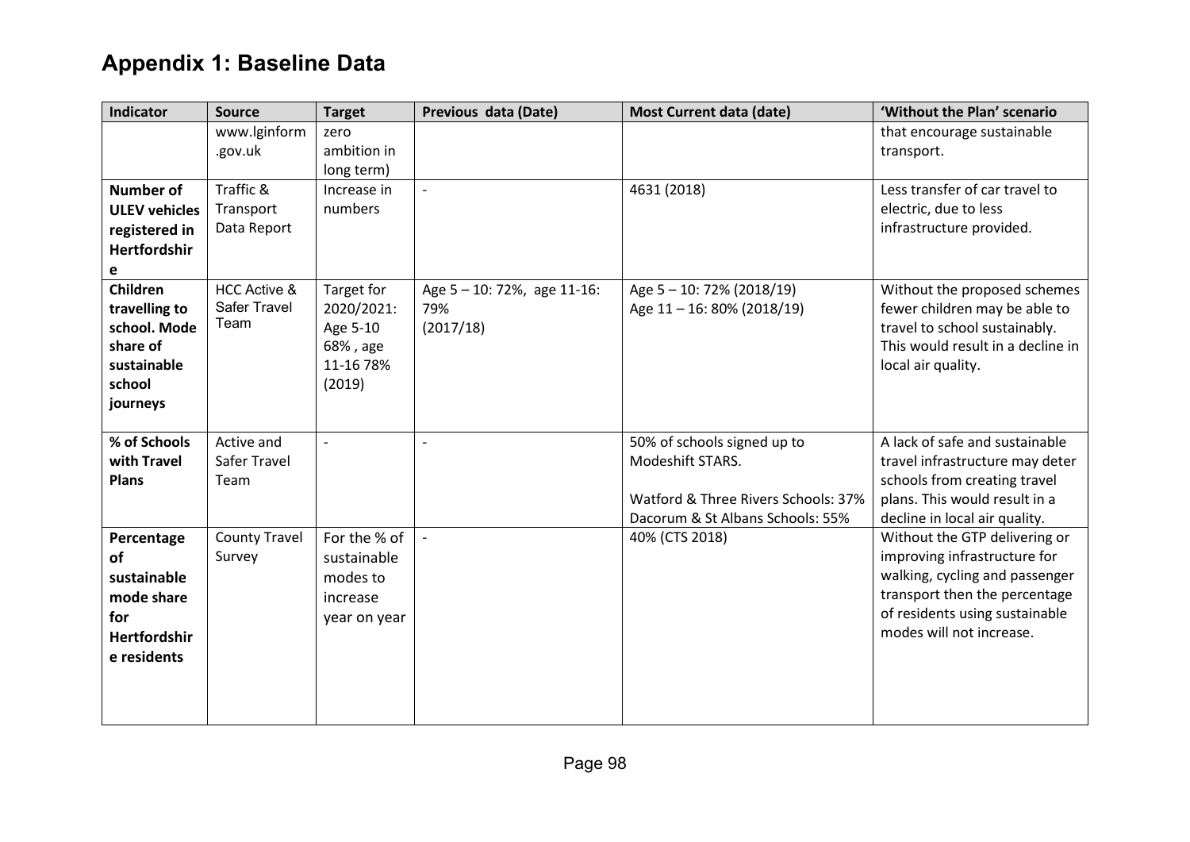# Appendix 1: Baseline Data

| Indicator | Source | Target | Previous data (Date) | Most Current data (date) | 'Without the Plan' scenario |
|---|---|---|---|---|---|
| | www.lginform.gov.uk | zero ambition in long term) | | | that encourage sustainable transport. |
| **Number of ULEV vehicles registered in Hertfordshire** | Traffic & Transport Data Report | Increase in numbers | - | 4631 (2018) | Less transfer of car travel to electric, due to less infrastructure provided. |
| **Children travelling to school. Mode share of sustainable school journeys** | HCC Active & Safer Travel Team | Target for 2020/2021: Age 5-10 68% , age 11-16 78% (2019) | Age 5 – 10: 72%, age 11-16: 79% (2017/18) | Age 5 – 10: 72% (2018/19)<br>Age 11 – 16: 80% (2018/19) | Without the proposed schemes fewer children may be able to travel to school sustainably. This would result in a decline in local air quality. |
| **% of Schools with Travel Plans** | Active and Safer Travel Team | - | - | 50% of schools signed up to Modeshift STARS.<br><br>Watford & Three Rivers Schools: 37%<br>Dacorum & St Albans Schools: 55% | A lack of safe and sustainable travel infrastructure may deter schools from creating travel plans. This would result in a decline in local air quality. |
| **Percentage of sustainable mode share for Hertfordshire residents** | County Travel Survey | For the % of sustainable modes to increase year on year | - | 40% (CTS 2018) | Without the GTP delivering or improving infrastructure for walking, cycling and passenger transport then the percentage of residents using sustainable modes will not increase. |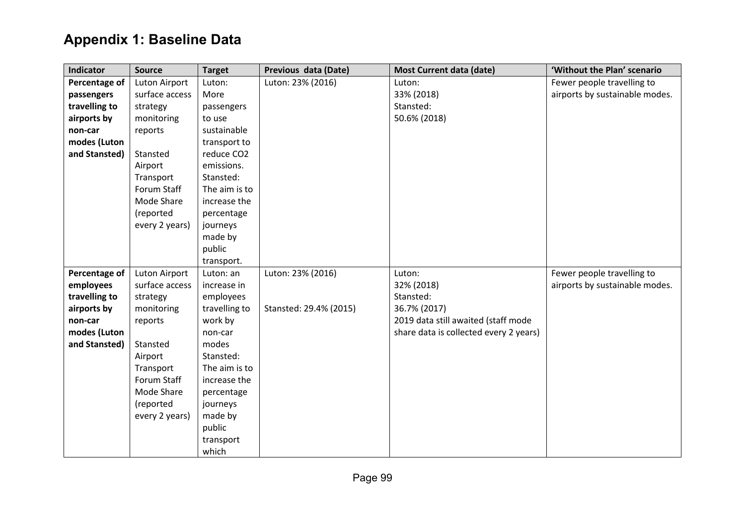# Appendix 1: Baseline Data

| Indicator | Source | Target | Previous data (Date) | Most Current data (date) | 'Without the Plan' scenario |
|---|---|---|---|---|---|
| **Percentage of passengers travelling to airports by non-car modes (Luton and Stansted)** | Luton Airport surface access strategy monitoring reports<br><br>Stansted Airport Transport Forum Staff Mode Share (reported every 2 years) | Luton: More passengers to use sustainable transport to reduce $CO_2$ emissions.<br>Stansted: The aim is to increase the percentage journeys made by public transport. | Luton: 23% (2016) | Luton:<br>33% (2018)<br>Stansted:<br>50.6% (2018) | Fewer people travelling to airports by sustainable modes. |
| **Percentage of employees travelling to airports by non-car modes (Luton and Stansted)** | Luton Airport surface access strategy monitoring reports<br><br>Stansted Airport Transport Forum Staff Mode Share (reported every 2 years) | Luton: an increase in employees travelling to work by non-car modes<br>Stansted: The aim is to increase the percentage journeys made by public transport which | Luton: 23% (2016)<br><br>Stansted: 29.4% (2015) | Luton:<br>32% (2018)<br>Stansted:<br>36.7% (2017)<br>2019 data still awaited (staff mode share data is collected every 2 years) | Fewer people travelling to airports by sustainable modes. |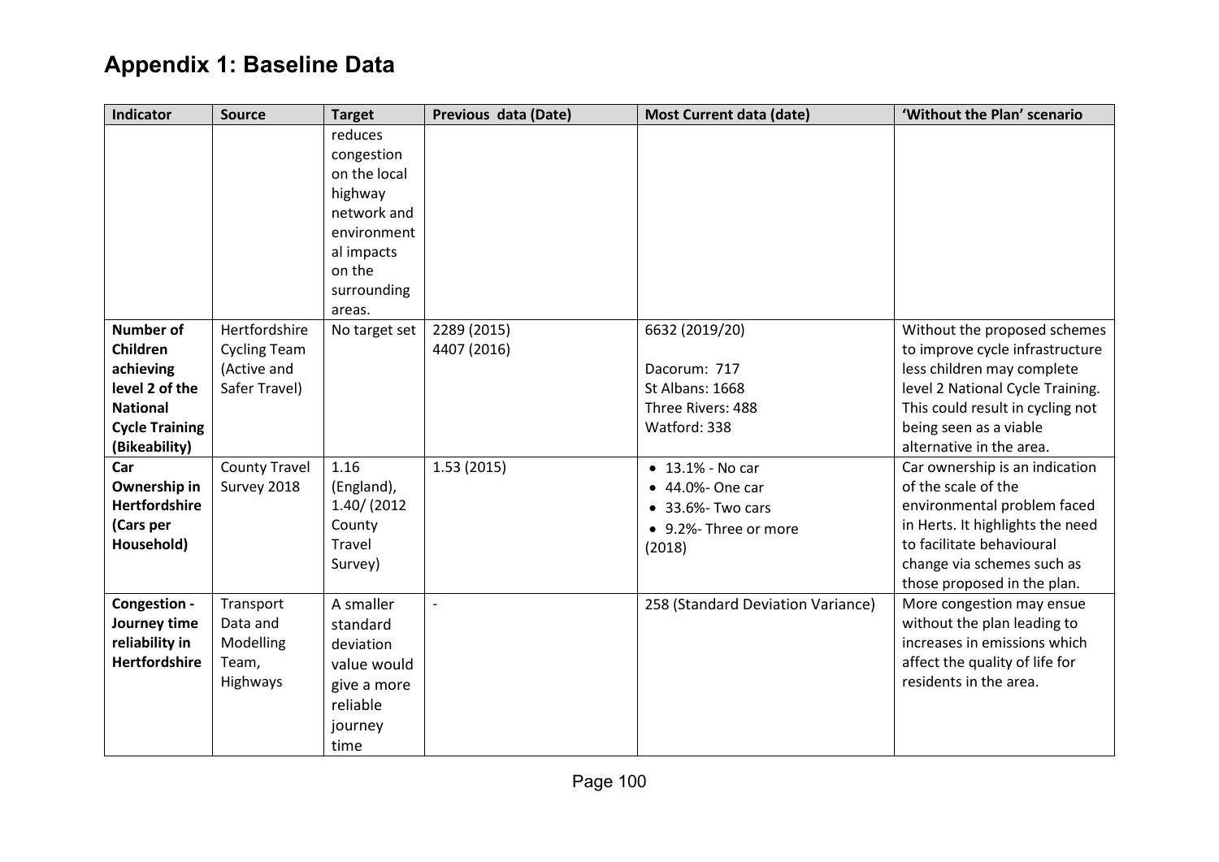# Appendix 1: Baseline Data

| Indicator | Source | Target | Previous data (Date) | Most Current data (date) | 'Without the Plan' scenario |
|---|---|---|---|---|---|
| | | reduces congestion on the local highway network and environmental impacts on the surrounding areas. | | | |
| **Number of Children achieving level 2 of the National Cycle Training (Bikeability)** | Hertfordshire Cycling Team (Active and Safer Travel) | No target set | 2289 (2015)<br>4407 (2016) | 6632 (2019/20)<br><br>Dacorum: 717<br>St Albans: 1668<br>Three Rivers: 488<br>Watford: 338 | Without the proposed schemes to improve cycle infrastructure less children may complete level 2 National Cycle Training. This could result in cycling not being seen as a viable alternative in the area. |
| **Car Ownership in Hertfordshire (Cars per Household)** | County Travel Survey 2018 | 1.16 (England), 1.40/ (2012 County Travel Survey) | 1.53 (2015) | • 13.1% - No car<br>• 44.0%- One car<br>• 33.6%- Two cars<br>• 9.2%- Three or more<br>(2018) | Car ownership is an indication of the scale of the environmental problem faced in Herts. It highlights the need to facilitate behavioural change via schemes such as those proposed in the plan. |
| **Congestion - Journey time reliability in Hertfordshire** | Transport Data and Modelling Team, Highways | A smaller standard deviation value would give a more reliable journey time | - | 258 (Standard Deviation Variance) | More congestion may ensue without the plan leading to increases in emissions which affect the quality of life for residents in the area. |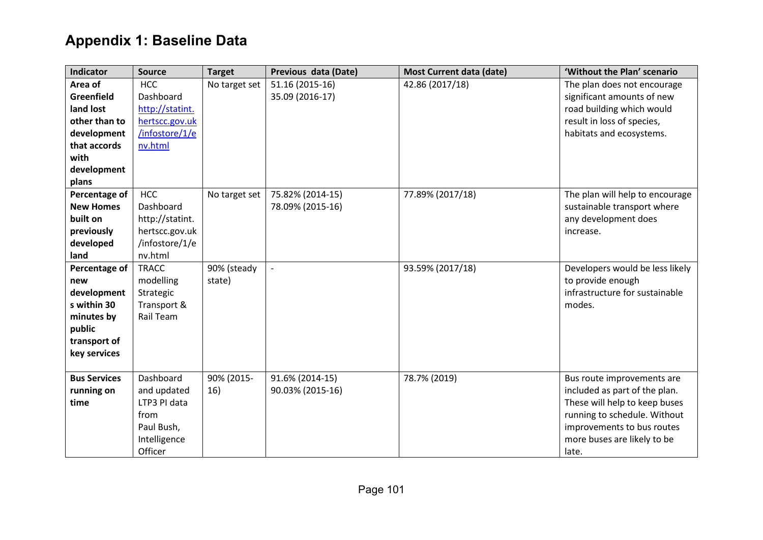# Appendix 1: Baseline Data

| Indicator | Source | Target | Previous data (Date) | Most Current data (date) | 'Without the Plan' scenario |
|---|---|---|---|---|---|
| **Area of Greenfield land lost other than to development that accords with development plans** | HCC Dashboard http://statint.hertscc.gov.uk/infostore/1/env.html | No target set | 51.16 (2015-16)<br>35.09 (2016-17) | 42.86 (2017/18) | The plan does not encourage significant amounts of new road building which would result in loss of species, habitats and ecosystems. |
| **Percentage of New Homes built on previously developed land** | HCC Dashboard http://statint.hertscc.gov.uk/infostore/1/env.html | No target set | 75.82% (2014-15)<br>78.09% (2015-16) | 77.89% (2017/18) | The plan will help to encourage sustainable transport where any development does increase. |
| **Percentage of new developments within 30 minutes by public transport of key services** | TRACC modelling Strategic Transport & Rail Team | 90% (steady state) | - | 93.59% (2017/18) | Developers would be less likely to provide enough infrastructure for sustainable modes. |
| **Bus Services running on time** | Dashboard and updated LTP3 PI data from Paul Bush, Intelligence Officer | 90% (2015-16) | 91.6% (2014-15)<br>90.03% (2015-16) | 78.7% (2019) | Bus route improvements are included as part of the plan. These will help to keep buses running to schedule. Without improvements to bus routes more buses are likely to be late. |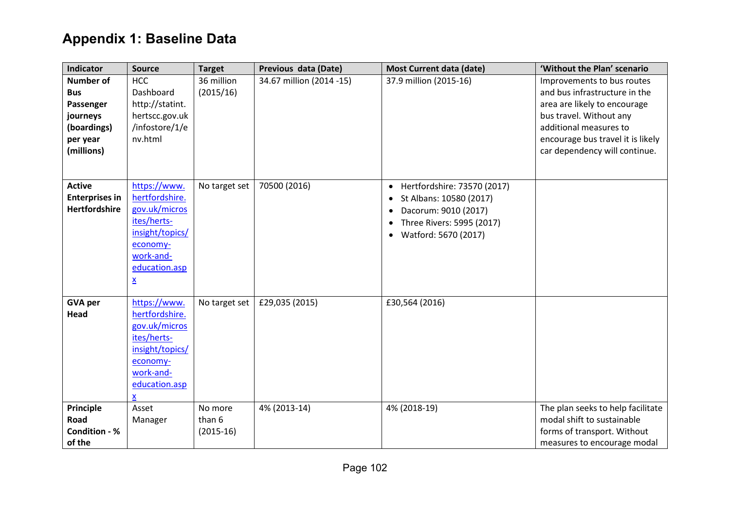# Appendix 1: Baseline Data

| Indicator | Source | Target | Previous data (Date) | Most Current data (date) | 'Without the Plan' scenario |
|---|---|---|---|---|---|
| **Number of Bus Passenger journeys (boardings) per year (millions)** | HCC Dashboard http://statint.hertscc.gov.uk/infostore/1/env.html | 36 million (2015/16) | 34.67 million (2014 -15) | 37.9 million (2015-16) | Improvements to bus routes and bus infrastructure in the area are likely to encourage bus travel. Without any additional measures to encourage bus travel it is likely car dependency will continue. |
| **Active Enterprises in Hertfordshire** | https://www.hertfordshire.gov.uk/microsites/herts-insight/topics/economy-work-and-education.aspx | No target set | 70500 (2016) | • Hertfordshire: 73570 (2017)<br>• St Albans: 10580 (2017)<br>• Dacorum: 9010 (2017)<br>• Three Rivers: 5995 (2017)<br>• Watford: 5670 (2017) | |
| **GVA per Head** | https://www.hertfordshire.gov.uk/microsites/herts-insight/topics/economy-work-and-education.aspx | No target set | £29,035 (2015) | £30,564 (2016) | |
| **Principle Road Condition - % of the** | Asset Manager | No more than 6 (2015-16) | 4% (2013-14) | 4% (2018-19) | The plan seeks to help facilitate modal shift to sustainable forms of transport. Without measures to encourage modal |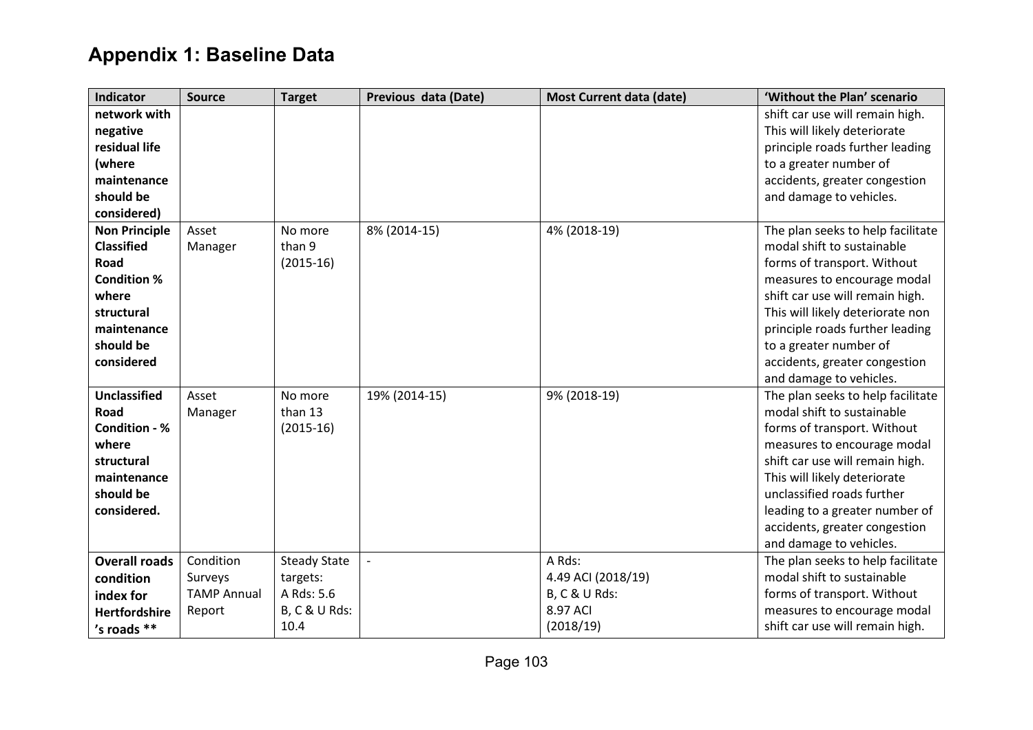## Appendix 1: Baseline Data

| Indicator | Source | Target | Previous data (Date) | Most Current data (date) | 'Without the Plan' scenario |
|---|---|---|---|---|---|
| **network with negative residual life (where maintenance should be considered)** | | | | | shift car use will remain high. This will likely deteriorate principle roads further leading to a greater number of accidents, greater congestion and damage to vehicles. |
| **Non Principle Classified Road Condition % where structural maintenance should be considered** | Asset Manager | No more than 9 (2015-16) | 8% (2014-15) | 4% (2018-19) | The plan seeks to help facilitate modal shift to sustainable forms of transport. Without measures to encourage modal shift car use will remain high. This will likely deteriorate non principle roads further leading to a greater number of accidents, greater congestion and damage to vehicles. |
| **Unclassified Road Condition - % where structural maintenance should be considered.** | Asset Manager | No more than 13 (2015-16) | 19% (2014-15) | 9% (2018-19) | The plan seeks to help facilitate modal shift to sustainable forms of transport. Without measures to encourage modal shift car use will remain high. This will likely deteriorate unclassified roads further leading to a greater number of accidents, greater congestion and damage to vehicles. |
| **Overall roads condition index for Hertfordshire 's roads** ** | Condition Surveys TAMP Annual Report | Steady State targets: A Rds: 5.6 B, C & U Rds: 10.4 | - | A Rds: 4.49 ACI (2018/19) B, C & U Rds: 8.97 ACI (2018/19) | The plan seeks to help facilitate modal shift to sustainable forms of transport. Without measures to encourage modal shift car use will remain high. |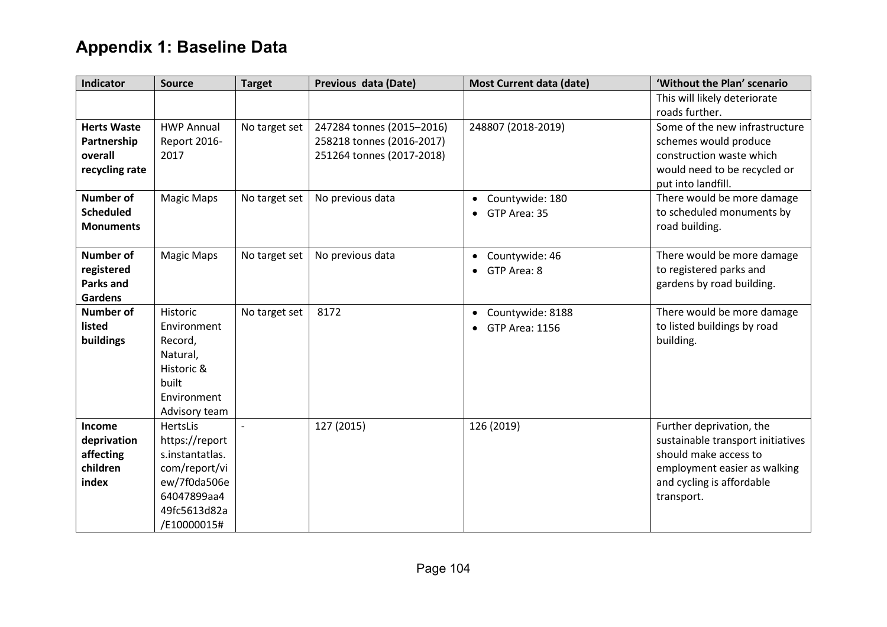# Appendix 1: Baseline Data

| Indicator | Source | Target | Previous data (Date) | Most Current data (date) | 'Without the Plan' scenario |
|---|---|---|---|---|---|
| | | | | | This will likely deteriorate roads further. |
| **Herts Waste Partnership overall recycling rate** | HWP Annual Report 2016-2017 | No target set | 247284 tonnes (2015–2016)<br>258218 tonnes (2016-2017)<br>251264 tonnes (2017-2018) | 248807 (2018-2019) | Some of the new infrastructure schemes would produce construction waste which would need to be recycled or put into landfill. |
| **Number of Scheduled Monuments** | Magic Maps | No target set | No previous data | • Countywide: 180<br>• GTP Area: 35 | There would be more damage to scheduled monuments by road building. |
| **Number of registered Parks and Gardens** | Magic Maps | No target set | No previous data | • Countywide: 46<br>• GTP Area: 8 | There would be more damage to registered parks and gardens by road building. |
| **Number of listed buildings** | Historic Environment Record, Natural, Historic & built Environment Advisory team | No target set | 8172 | • Countywide: 8188<br>• GTP Area: 1156 | There would be more damage to listed buildings by road building. |
| **Income deprivation affecting children index** | HertsLis https://reports.instantatlas.com/report/view/7f0da506e64047899aa449fc5613d82a/E10000015# | - | 127 (2015) | 126 (2019) | Further deprivation, the sustainable transport initiatives should make access to employment easier as walking and cycling is affordable transport. |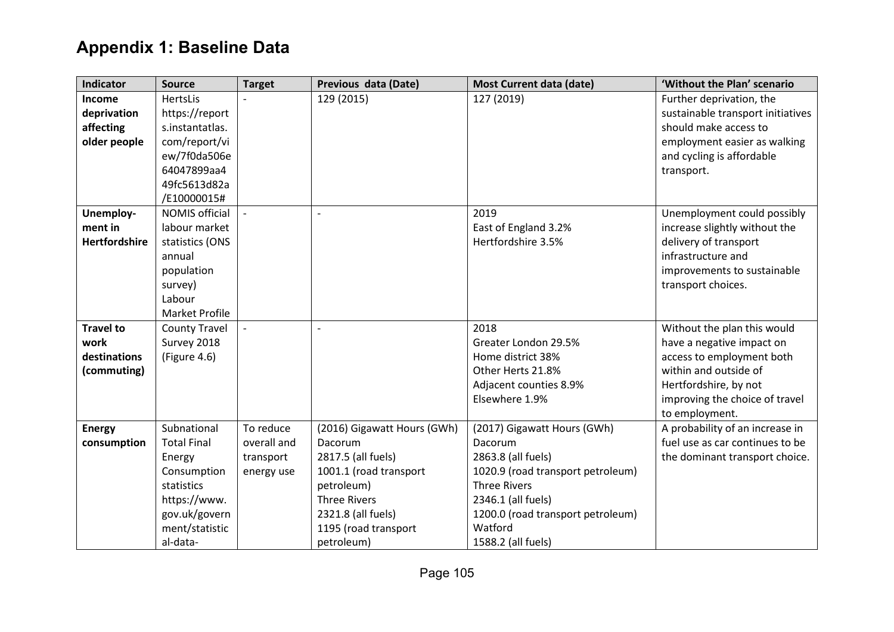## Appendix 1: Baseline Data

| Indicator | Source | Target | Previous data (Date) | Most Current data (date) | 'Without the Plan' scenario |
|---|---|---|---|---|---|
| **Income deprivation affecting older people** | HertsLis https://reports.instantatlas.com/report/view/7f0da506e64047899aa449fc5613d82a/E10000015# | - | 129 (2015) | 127 (2019) | Further deprivation, the sustainable transport initiatives should make access to employment easier as walking and cycling is affordable transport. |
| **Unemploy-ment in Hertfordshire** | NOMIS official labour market statistics (ONS annual population survey) Labour Market Profile | - | - | 2019<br>East of England 3.2%<br>Hertfordshire 3.5% | Unemployment could possibly increase slightly without the delivery of transport infrastructure and improvements to sustainable transport choices. |
| **Travel to work destinations (commuting)** | County Travel Survey 2018 (Figure 4.6) | - | - | 2018<br>Greater London 29.5%<br>Home district 38%<br>Other Herts 21.8%<br>Adjacent counties 8.9%<br>Elsewhere 1.9% | Without the plan this would have a negative impact on access to employment both within and outside of Hertfordshire, by not improving the choice of travel to employment. |
| **Energy consumption** | Subnational Total Final Energy Consumption statistics https://www.gov.uk/government/statistical-data- | To reduce overall and transport energy use | (2016) Gigawatt Hours (GWh)<br>Dacorum<br>2817.5 (all fuels)<br>1001.1 (road transport petroleum)<br>Three Rivers<br>2321.8 (all fuels)<br>1195 (road transport petroleum) | (2017) Gigawatt Hours (GWh)<br>Dacorum<br>2863.8 (all fuels)<br>1020.9 (road transport petroleum)<br>Three Rivers<br>2346.1 (all fuels)<br>1200.0 (road transport petroleum)<br>Watford<br>1588.2 (all fuels) | A probability of an increase in fuel use as car continues to be the dominant transport choice. |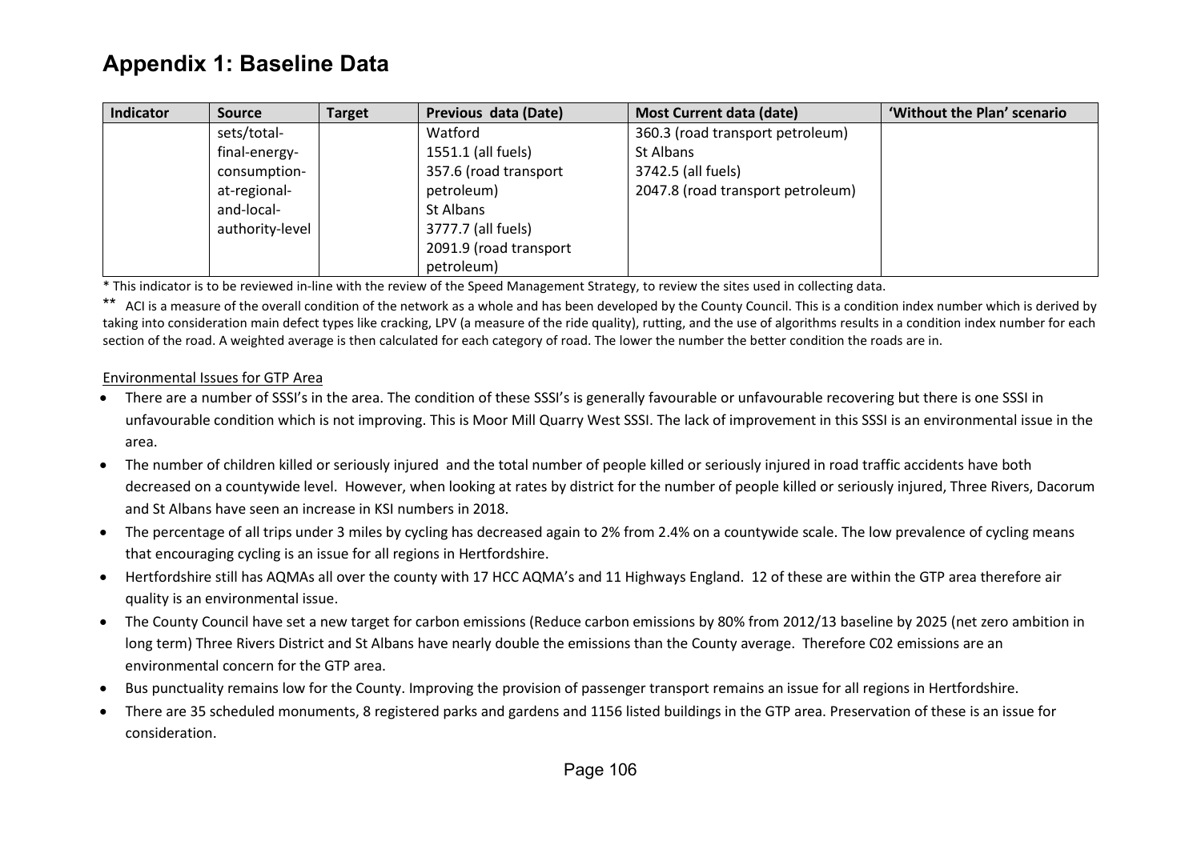# Appendix 1: Baseline Data

| Indicator | Source | Target | Previous data (Date) | Most Current data (date) | 'Without the Plan' scenario |
|---|---|---|---|---|---|
| | sets/total-final-energy-consumption-at-regional-and-local-authority-level | | Watford<br>1551.1 (all fuels)<br>357.6 (road transport petroleum)<br>St Albans<br>3777.7 (all fuels)<br>2091.9 (road transport petroleum) | 360.3 (road transport petroleum)<br>St Albans<br>3742.5 (all fuels)<br>2047.8 (road transport petroleum) | |

* This indicator is to be reviewed in-line with the review of the Speed Management Strategy, to review the sites used in collecting data.

** ACI is a measure of the overall condition of the network as a whole and has been developed by the County Council. This is a condition index number which is derived by taking into consideration main defect types like cracking, LPV (a measure of the ride quality), rutting, and the use of algorithms results in a condition index number for each section of the road. A weighted average is then calculated for each category of road. The lower the number the better condition the roads are in.

Environmental Issues for GTP Area

- There are a number of SSSI's in the area. The condition of these SSSI's is generally favourable or unfavourable recovering but there is one SSSI in unfavourable condition which is not improving. This is Moor Mill Quarry West SSSI. The lack of improvement in this SSSI is an environmental issue in the area.
- The number of children killed or seriously injured and the total number of people killed or seriously injured in road traffic accidents have both decreased on a countywide level. However, when looking at rates by district for the number of people killed or seriously injured, Three Rivers, Dacorum and St Albans have seen an increase in KSI numbers in 2018.
- The percentage of all trips under 3 miles by cycling has decreased again to 2% from 2.4% on a countywide scale. The low prevalence of cycling means that encouraging cycling is an issue for all regions in Hertfordshire.
- Hertfordshire still has AQMAs all over the county with 17 HCC AQMA's and 11 Highways England. 12 of these are within the GTP area therefore air quality is an environmental issue.
- The County Council have set a new target for carbon emissions (Reduce carbon emissions by 80% from 2012/13 baseline by 2025 (net zero ambition in long term) Three Rivers District and St Albans have nearly double the emissions than the County average. Therefore C02 emissions are an environmental concern for the GTP area.
- Bus punctuality remains low for the County. Improving the provision of passenger transport remains an issue for all regions in Hertfordshire.
- There are 35 scheduled monuments, 8 registered parks and gardens and 1156 listed buildings in the GTP area. Preservation of these is an issue for consideration.